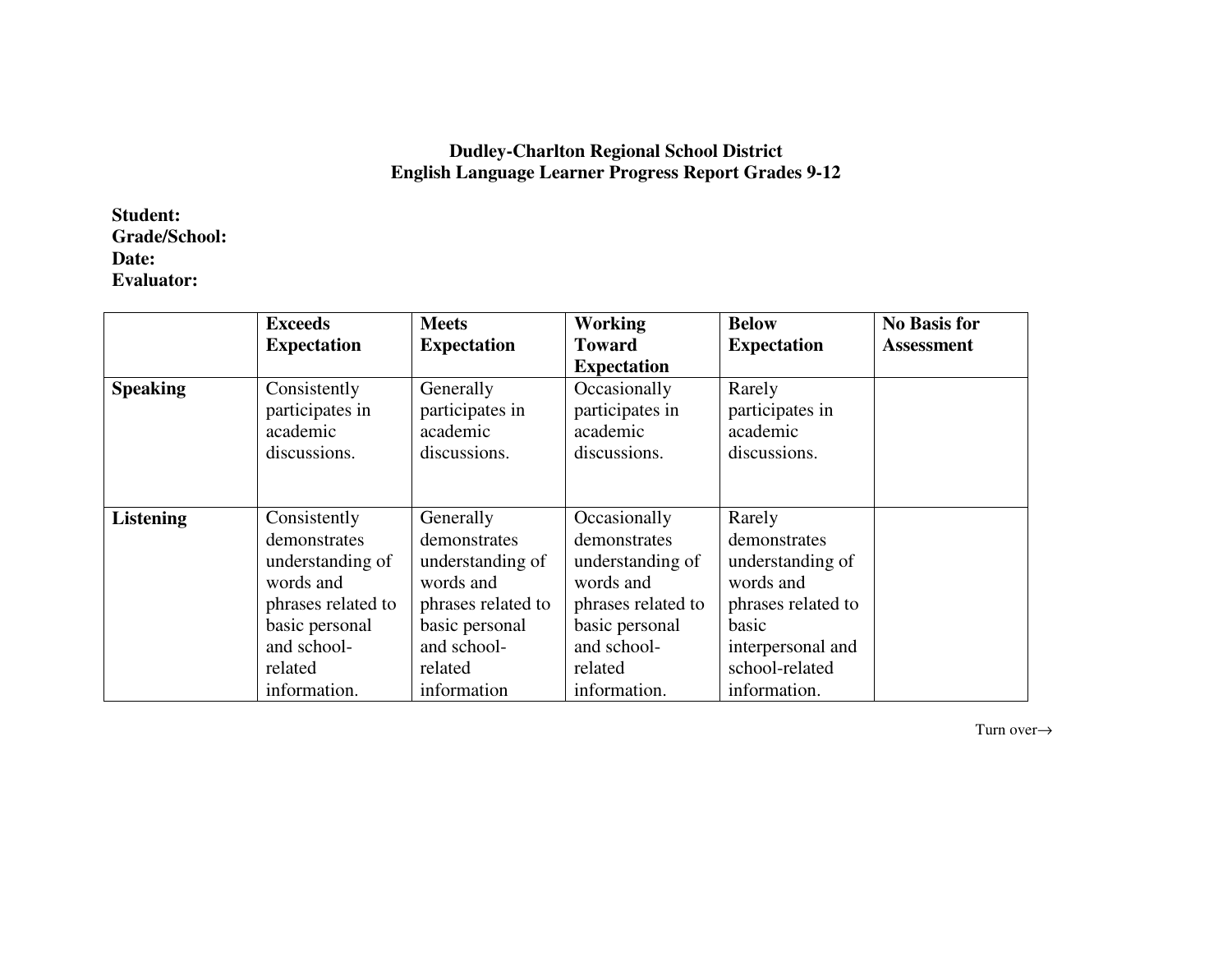**Dudley-Charlton Regional School District**
**English Language Learner Progress Report Grades 9-12**

**Student:**
**Grade/School:**
**Date:**
**Evaluator:**

| | **Exceeds Expectation** | **Meets Expectation** | **Working Toward Expectation** | **Below Expectation** | **No Basis for Assessment** |
|---|---|---|---|---|---|
| **Speaking** | Consistently participates in academic discussions. | Generally participates in academic discussions. | Occasionally participates in academic discussions. | Rarely participates in academic discussions. | |
| **Listening** | Consistently demonstrates understanding of words and phrases related to basic personal and school-related information. | Generally demonstrates understanding of words and phrases related to basic personal and school-related information | Occasionally demonstrates understanding of words and phrases related to basic personal and school-related information. | Rarely demonstrates understanding of words and phrases related to basic interpersonal and school-related information. | |

Turn over→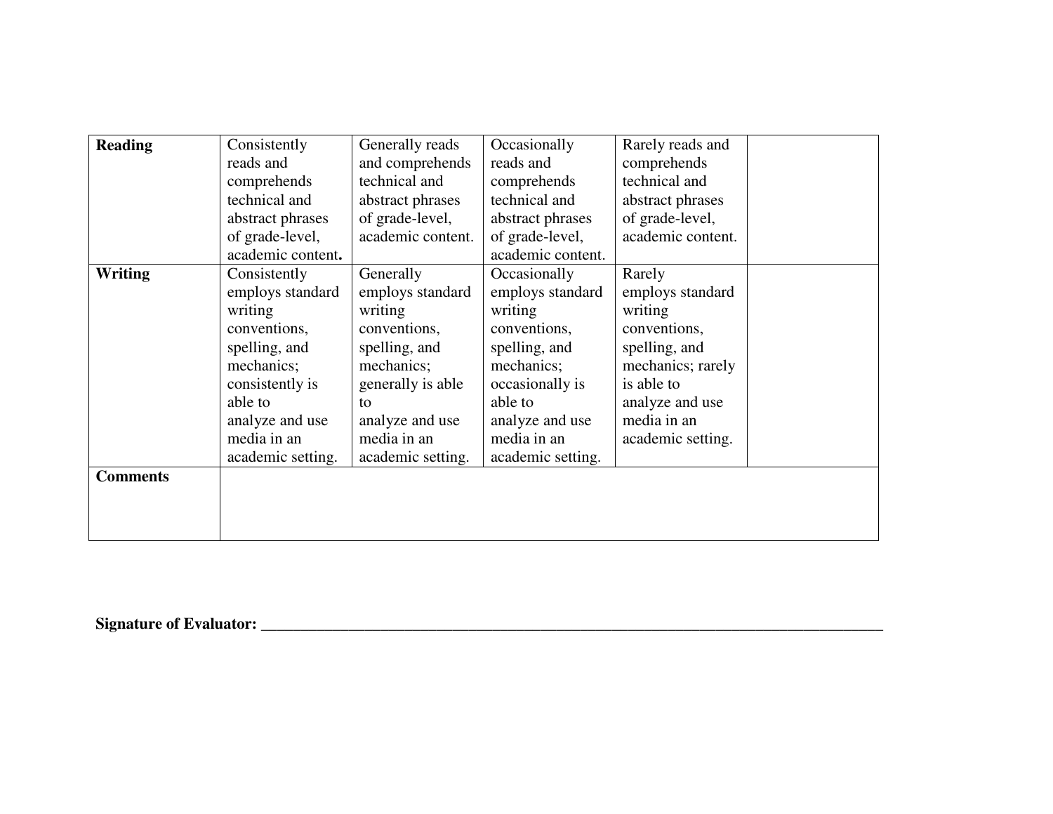| | | | | | |
|---|---|---|---|---|---|
| **Reading** | Consistently reads and comprehends technical and abstract phrases of grade-level, academic content**.** | Generally reads and comprehends technical and abstract phrases of grade-level, academic content. | Occasionally reads and comprehends technical and abstract phrases of grade-level, academic content. | Rarely reads and comprehends technical and abstract phrases of grade-level, academic content. | |
| **Writing** | Consistently employs standard writing conventions, spelling, and mechanics; consistently is able to analyze and use media in an academic setting. | Generally employs standard writing conventions, spelling, and mechanics; generally is able to analyze and use media in an academic setting. | Occasionally employs standard writing conventions, spelling, and mechanics; occasionally is able to analyze and use media in an academic setting. | Rarely employs standard writing conventions, spelling, and mechanics; rarely is able to analyze and use media in an academic setting. | |
| **Comments** | | | | | |

**Signature of Evaluator:** ______________________________________________________________________________